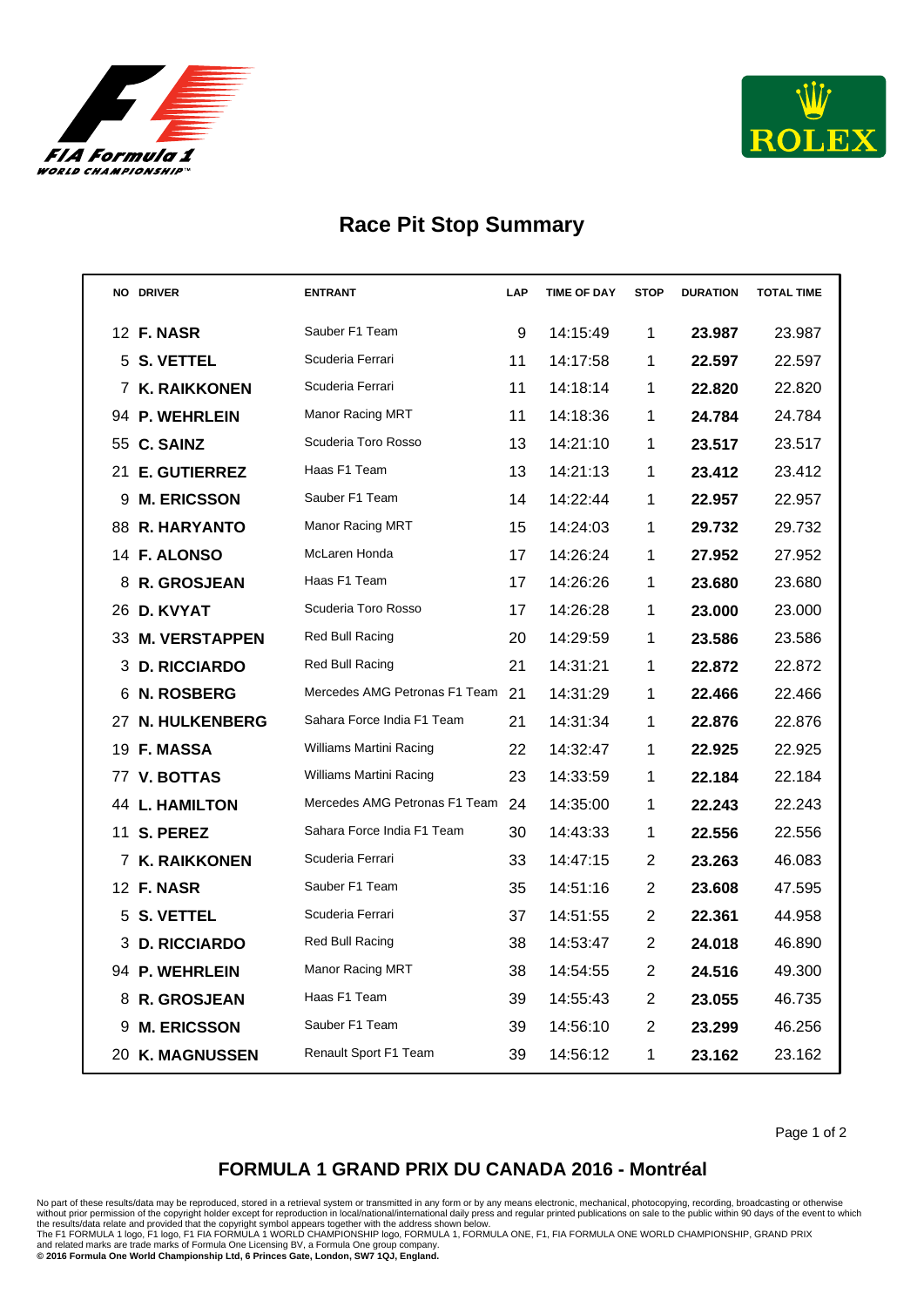# Race Pit Stop Summary

| NO | DRIVER | ENTRANT | LAP | TIME OF DAY | STOP | DURATION | TOTAL TIME |
|---|---|---|---|---|---|---|---|
| 12 | **F. NASR** | Sauber F1 Team | 9 | 14:15:49 | 1 | **23.987** | 23.987 |
| 5 | **S. VETTEL** | Scuderia Ferrari | 11 | 14:17:58 | 1 | **22.597** | 22.597 |
| 7 | **K. RAIKKONEN** | Scuderia Ferrari | 11 | 14:18:14 | 1 | **22.820** | 22.820 |
| 94 | **P. WEHRLEIN** | Manor Racing MRT | 11 | 14:18:36 | 1 | **24.784** | 24.784 |
| 55 | **C. SAINZ** | Scuderia Toro Rosso | 13 | 14:21:10 | 1 | **23.517** | 23.517 |
| 21 | **E. GUTIERREZ** | Haas F1 Team | 13 | 14:21:13 | 1 | **23.412** | 23.412 |
| 9 | **M. ERICSSON** | Sauber F1 Team | 14 | 14:22:44 | 1 | **22.957** | 22.957 |
| 88 | **R. HARYANTO** | Manor Racing MRT | 15 | 14:24:03 | 1 | **29.732** | 29.732 |
| 14 | **F. ALONSO** | McLaren Honda | 17 | 14:26:24 | 1 | **27.952** | 27.952 |
| 8 | **R. GROSJEAN** | Haas F1 Team | 17 | 14:26:26 | 1 | **23.680** | 23.680 |
| 26 | **D. KVYAT** | Scuderia Toro Rosso | 17 | 14:26:28 | 1 | **23.000** | 23.000 |
| 33 | **M. VERSTAPPEN** | Red Bull Racing | 20 | 14:29:59 | 1 | **23.586** | 23.586 |
| 3 | **D. RICCIARDO** | Red Bull Racing | 21 | 14:31:21 | 1 | **22.872** | 22.872 |
| 6 | **N. ROSBERG** | Mercedes AMG Petronas F1 Team | 21 | 14:31:29 | 1 | **22.466** | 22.466 |
| 27 | **N. HULKENBERG** | Sahara Force India F1 Team | 21 | 14:31:34 | 1 | **22.876** | 22.876 |
| 19 | **F. MASSA** | Williams Martini Racing | 22 | 14:32:47 | 1 | **22.925** | 22.925 |
| 77 | **V. BOTTAS** | Williams Martini Racing | 23 | 14:33:59 | 1 | **22.184** | 22.184 |
| 44 | **L. HAMILTON** | Mercedes AMG Petronas F1 Team | 24 | 14:35:00 | 1 | **22.243** | 22.243 |
| 11 | **S. PEREZ** | Sahara Force India F1 Team | 30 | 14:43:33 | 1 | **22.556** | 22.556 |
| 7 | **K. RAIKKONEN** | Scuderia Ferrari | 33 | 14:47:15 | 2 | **23.263** | 46.083 |
| 12 | **F. NASR** | Sauber F1 Team | 35 | 14:51:16 | 2 | **23.608** | 47.595 |
| 5 | **S. VETTEL** | Scuderia Ferrari | 37 | 14:51:55 | 2 | **22.361** | 44.958 |
| 3 | **D. RICCIARDO** | Red Bull Racing | 38 | 14:53:47 | 2 | **24.018** | 46.890 |
| 94 | **P. WEHRLEIN** | Manor Racing MRT | 38 | 14:54:55 | 2 | **24.516** | 49.300 |
| 8 | **R. GROSJEAN** | Haas F1 Team | 39 | 14:55:43 | 2 | **23.055** | 46.735 |
| 9 | **M. ERICSSON** | Sauber F1 Team | 39 | 14:56:10 | 2 | **23.299** | 46.256 |
| 20 | **K. MAGNUSSEN** | Renault Sport F1 Team | 39 | 14:56:12 | 1 | **23.162** | 23.162 |

## FORMULA 1 GRAND PRIX DU CANADA 2016 - Montréal

No part of these results/data may be reproduced, stored in a retrieval system or transmitted in any form or by any means electronic, mechanical, photocopying, recording, broadcasting or otherwise without prior permission of the copyright holder except for reproduction in local/national/international daily press and regular printed publications on sale to the public within 90 days of the event to which the results/data relate and provided that the copyright symbol appears together with the address shown below.
The F1 FORMULA 1 logo, F1 logo, F1 FIA FORMULA 1 WORLD CHAMPIONSHIP logo, FORMULA 1, FORMULA ONE, F1, FIA FORMULA ONE WORLD CHAMPIONSHIP, GRAND PRIX and related marks are trade marks of Formula One Licensing BV, a Formula One group company.
**© 2016 Formula One World Championship Ltd, 6 Princes Gate, London, SW7 1QJ, England.**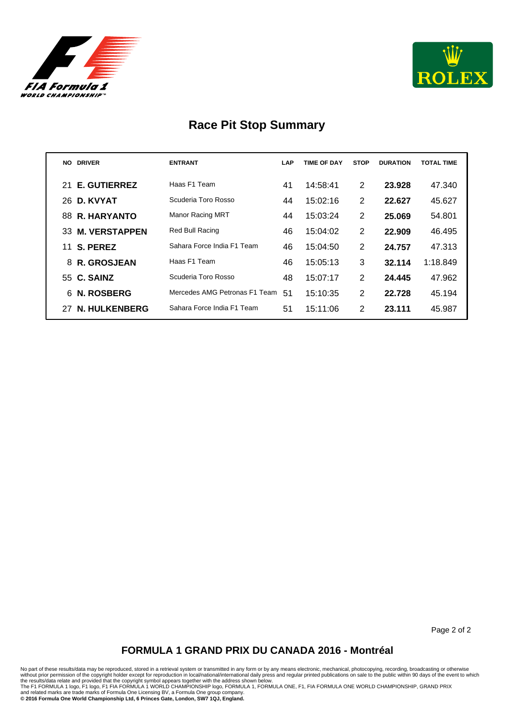# Race Pit Stop Summary

| NO | DRIVER | ENTRANT | LAP | TIME OF DAY | STOP | DURATION | TOTAL TIME |
|---|---|---|---|---|---|---|---|
| 21 | **E. GUTIERREZ** | Haas F1 Team | 41 | 14:58:41 | 2 | **23.928** | 47.340 |
| 26 | **D. KVYAT** | Scuderia Toro Rosso | 44 | 15:02:16 | 2 | **22.627** | 45.627 |
| 88 | **R. HARYANTO** | Manor Racing MRT | 44 | 15:03:24 | 2 | **25.069** | 54.801 |
| 33 | **M. VERSTAPPEN** | Red Bull Racing | 46 | 15:04:02 | 2 | **22.909** | 46.495 |
| 11 | **S. PEREZ** | Sahara Force India F1 Team | 46 | 15:04:50 | 2 | **24.757** | 47.313 |
| 8 | **R. GROSJEAN** | Haas F1 Team | 46 | 15:05:13 | 3 | **32.114** | 1:18.849 |
| 55 | **C. SAINZ** | Scuderia Toro Rosso | 48 | 15:07:17 | 2 | **24.445** | 47.962 |
| 6 | **N. ROSBERG** | Mercedes AMG Petronas F1 Team | 51 | 15:10:35 | 2 | **22.728** | 45.194 |
| 27 | **N. HULKENBERG** | Sahara Force India F1 Team | 51 | 15:11:06 | 2 | **23.111** | 45.987 |

## FORMULA 1 GRAND PRIX DU CANADA 2016 - Montréal

No part of these results/data may be reproduced, stored in a retrieval system or transmitted in any form or by any means electronic, mechanical, photocopying, recording, broadcasting or otherwise without prior permission of the copyright holder except for reproduction in local/national/international daily press and regular printed publications on sale to the public within 90 days of the event to which the results/data relate and provided that the copyright symbol appears together with the address shown below.
The F1 FORMULA 1 logo, F1 logo, F1 FIA FORMULA 1 WORLD CHAMPIONSHIP logo, FORMULA 1, FORMULA ONE, F1, FIA FORMULA ONE WORLD CHAMPIONSHIP, GRAND PRIX and related marks are trade marks of Formula One Licensing BV, a Formula One group company.
**© 2016 Formula One World Championship Ltd, 6 Princes Gate, London, SW7 1QJ, England.**